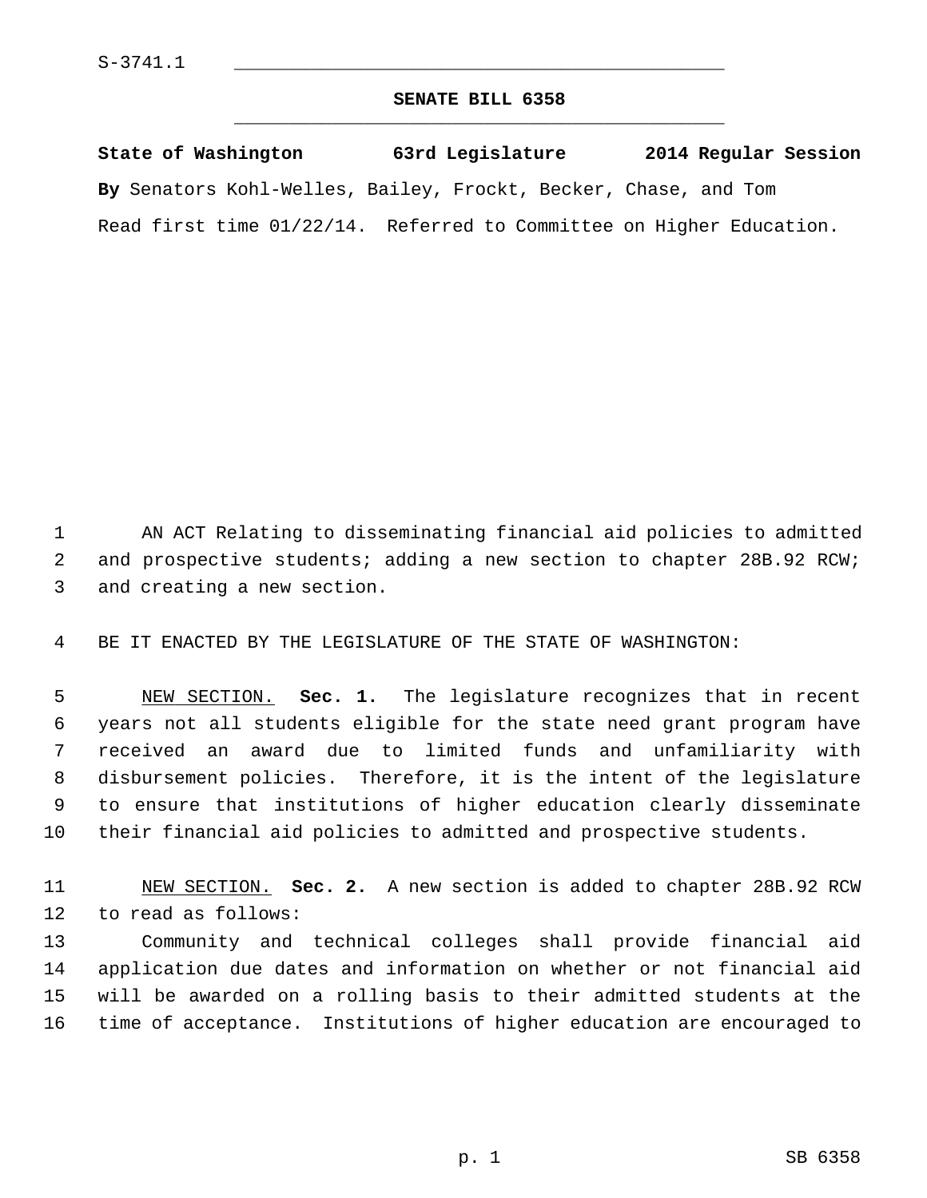S-3741.1

# SENATE BILL 6358

**State of Washington 63rd Legislature 2014 Regular Session**

**By** Senators Kohl-Welles, Bailey, Frockt, Becker, Chase, and Tom

Read first time 01/22/14. Referred to Committee on Higher Education.

AN ACT Relating to disseminating financial aid policies to admitted and prospective students; adding a new section to chapter 28B.92 RCW; and creating a new section.

BE IT ENACTED BY THE LEGISLATURE OF THE STATE OF WASHINGTON:

NEW SECTION. **Sec. 1.** The legislature recognizes that in recent years not all students eligible for the state need grant program have received an award due to limited funds and unfamiliarity with disbursement policies. Therefore, it is the intent of the legislature to ensure that institutions of higher education clearly disseminate their financial aid policies to admitted and prospective students.

NEW SECTION. **Sec. 2.** A new section is added to chapter 28B.92 RCW to read as follows:

Community and technical colleges shall provide financial aid application due dates and information on whether or not financial aid will be awarded on a rolling basis to their admitted students at the time of acceptance. Institutions of higher education are encouraged to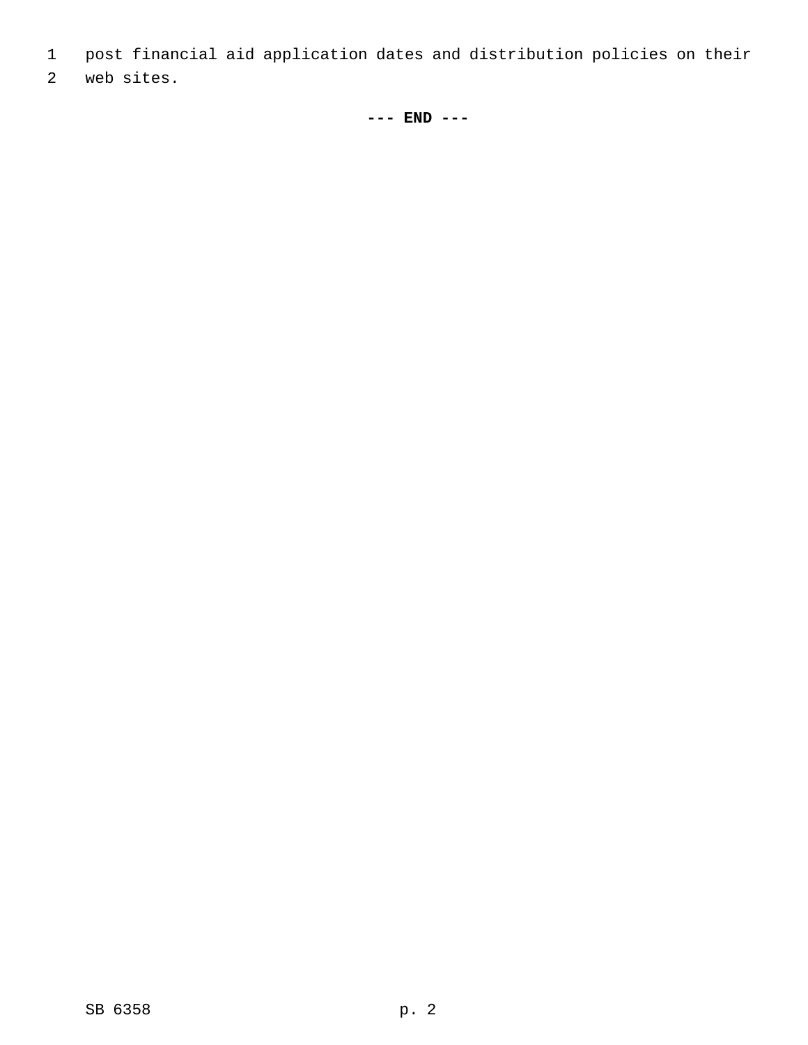post financial aid application dates and distribution policies on their web sites.

**--- END ---**